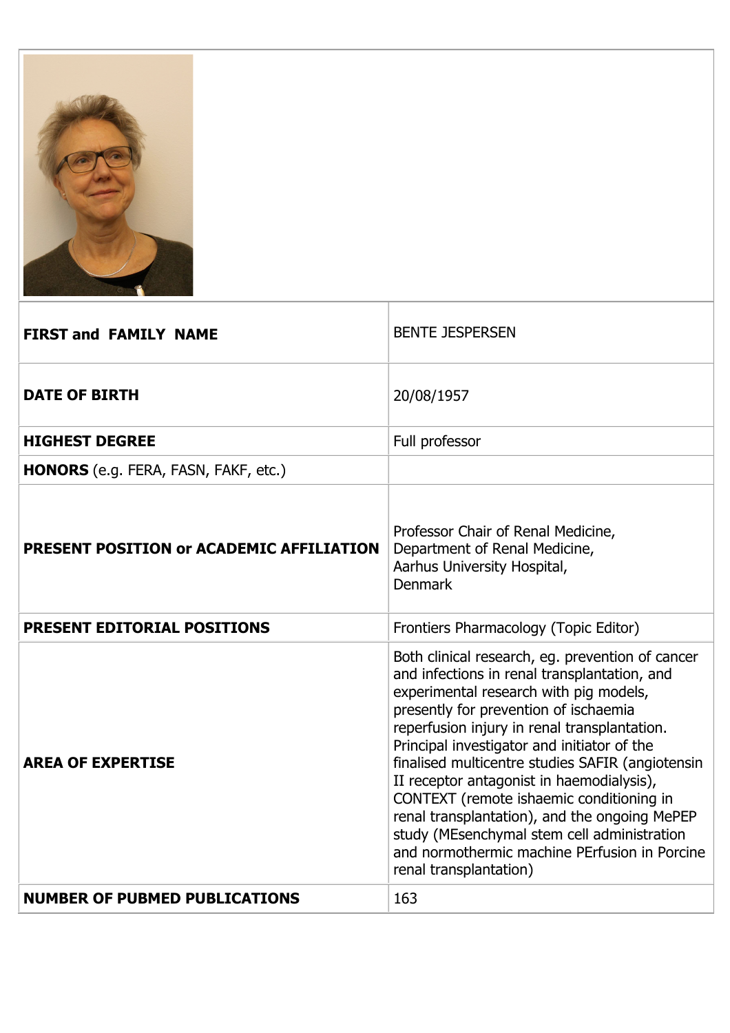| | |
|---|---|
| **FIRST and FAMILY NAME** | BENTE JESPERSEN |
| **DATE OF BIRTH** | 20/08/1957 |
| **HIGHEST DEGREE** | Full professor |
| **HONORS** (e.g. FERA, FASN, FAKF, etc.) | |
| **PRESENT POSITION or ACADEMIC AFFILIATION** | Professor Chair of Renal Medicine, Department of Renal Medicine, Aarhus University Hospital, Denmark |
| **PRESENT EDITORIAL POSITIONS** | Frontiers Pharmacology (Topic Editor) |
| **AREA OF EXPERTISE** | Both clinical research, eg. prevention of cancer and infections in renal transplantation, and experimental research with pig models, presently for prevention of ischaemia reperfusion injury in renal transplantation. Principal investigator and initiator of the finalised multicentre studies SAFIR (angiotensin II receptor antagonist in haemodialysis), CONTEXT (remote ishaemic conditioning in renal transplantation), and the ongoing MePEP study (MEsenchymal stem cell administration and normothermic machine PErfusion in Porcine renal transplantation) |
| **NUMBER OF PUBMED PUBLICATIONS** | 163 |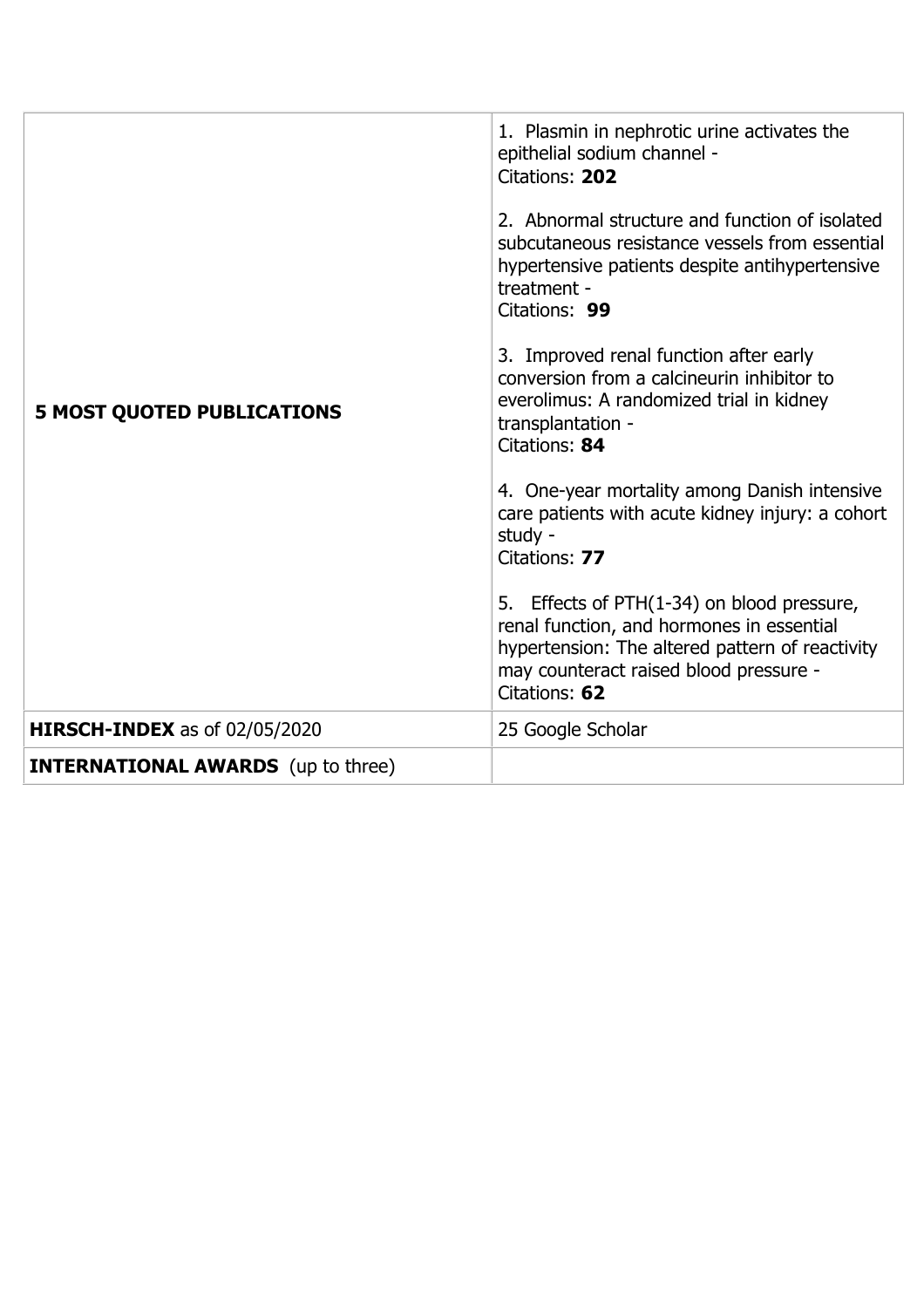| | |
|---|---|
| **5 MOST QUOTED PUBLICATIONS** | 1. Plasmin in nephrotic urine activates the epithelial sodium channel - Citations: **202**<br><br>2. Abnormal structure and function of isolated subcutaneous resistance vessels from essential hypertensive patients despite antihypertensive treatment - Citations: **99**<br><br>3. Improved renal function after early conversion from a calcineurin inhibitor to everolimus: A randomized trial in kidney transplantation - Citations: **84**<br><br>4. One-year mortality among Danish intensive care patients with acute kidney injury: a cohort study - Citations: **77**<br><br>5. Effects of PTH(1-34) on blood pressure, renal function, and hormones in essential hypertension: The altered pattern of reactivity may counteract raised blood pressure - Citations: **62** |
| **HIRSCH-INDEX** as of 02/05/2020 | 25 Google Scholar |
| **INTERNATIONAL AWARDS** (up to three) | |